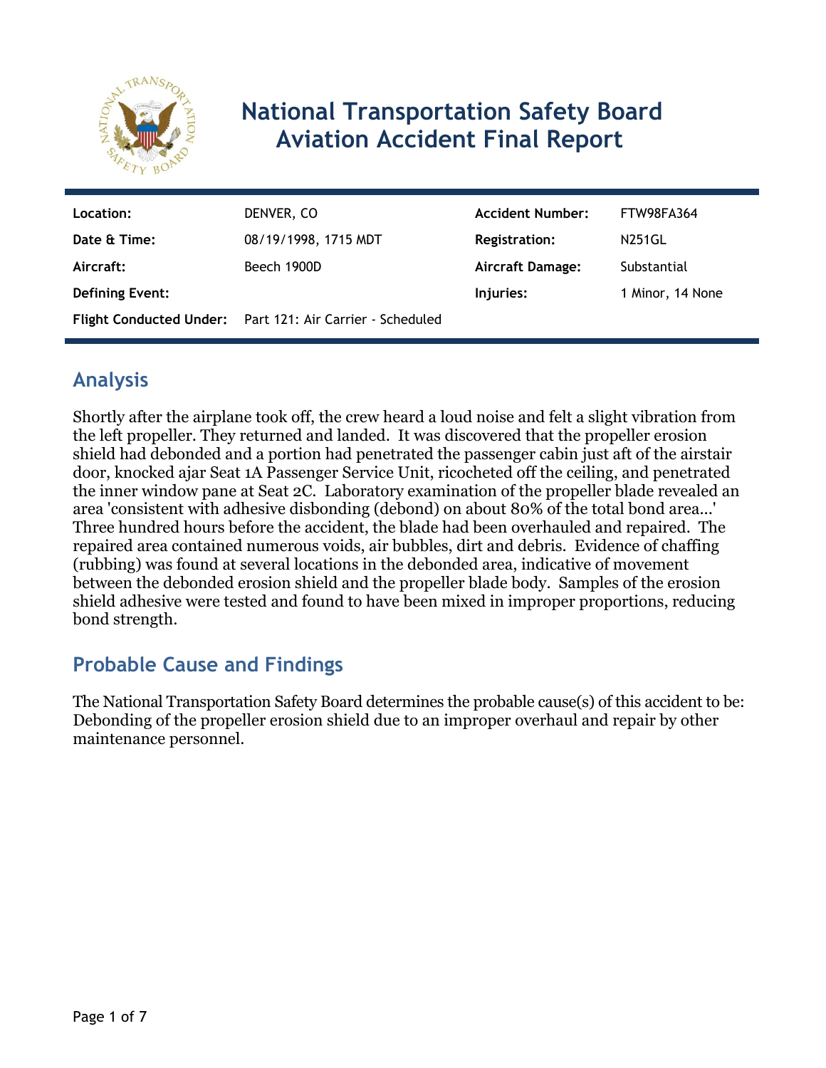# National Transportation Safety Board Aviation Accident Final Report

| | | | |
|---|---|---|---|
| **Location:** | DENVER, CO | **Accident Number:** | FTW98FA364 |
| **Date & Time:** | 08/19/1998, 1715 MDT | **Registration:** | N251GL |
| **Aircraft:** | Beech 1900D | **Aircraft Damage:** | Substantial |
| **Defining Event:** | | **Injuries:** | 1 Minor, 14 None |
| **Flight Conducted Under:** | Part 121: Air Carrier - Scheduled | | |

## Analysis

Shortly after the airplane took off, the crew heard a loud noise and felt a slight vibration from the left propeller. They returned and landed. It was discovered that the propeller erosion shield had debonded and a portion had penetrated the passenger cabin just aft of the airstair door, knocked ajar Seat 1A Passenger Service Unit, ricocheted off the ceiling, and penetrated the inner window pane at Seat 2C. Laboratory examination of the propeller blade revealed an area 'consistent with adhesive disbonding (debond) on about 80% of the total bond area...' Three hundred hours before the accident, the blade had been overhauled and repaired. The repaired area contained numerous voids, air bubbles, dirt and debris. Evidence of chaffing (rubbing) was found at several locations in the debonded area, indicative of movement between the debonded erosion shield and the propeller blade body. Samples of the erosion shield adhesive were tested and found to have been mixed in improper proportions, reducing bond strength.

## Probable Cause and Findings

The National Transportation Safety Board determines the probable cause(s) of this accident to be:
Debonding of the propeller erosion shield due to an improper overhaul and repair by other maintenance personnel.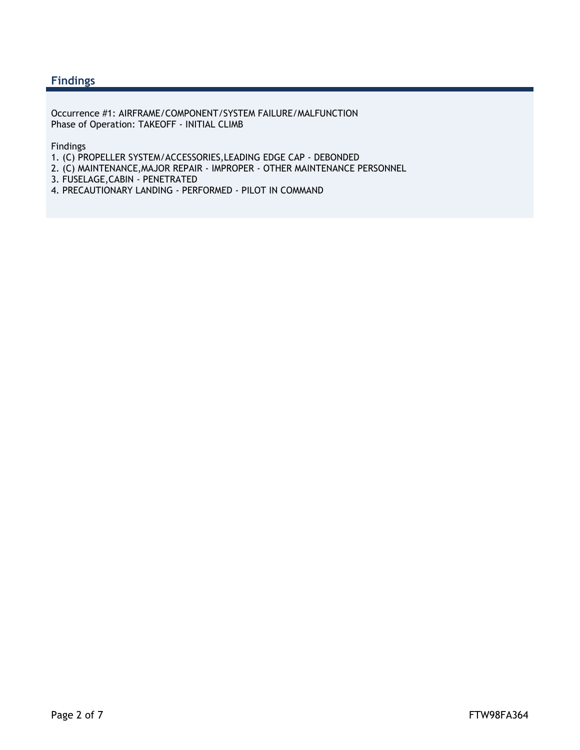## Findings

Occurrence #1: AIRFRAME/COMPONENT/SYSTEM FAILURE/MALFUNCTION
Phase of Operation: TAKEOFF - INITIAL CLIMB

Findings
1. (C) PROPELLER SYSTEM/ACCESSORIES,LEADING EDGE CAP - DEBONDED
2. (C) MAINTENANCE,MAJOR REPAIR - IMPROPER - OTHER MAINTENANCE PERSONNEL
3. FUSELAGE,CABIN - PENETRATED
4. PRECAUTIONARY LANDING - PERFORMED - PILOT IN COMMAND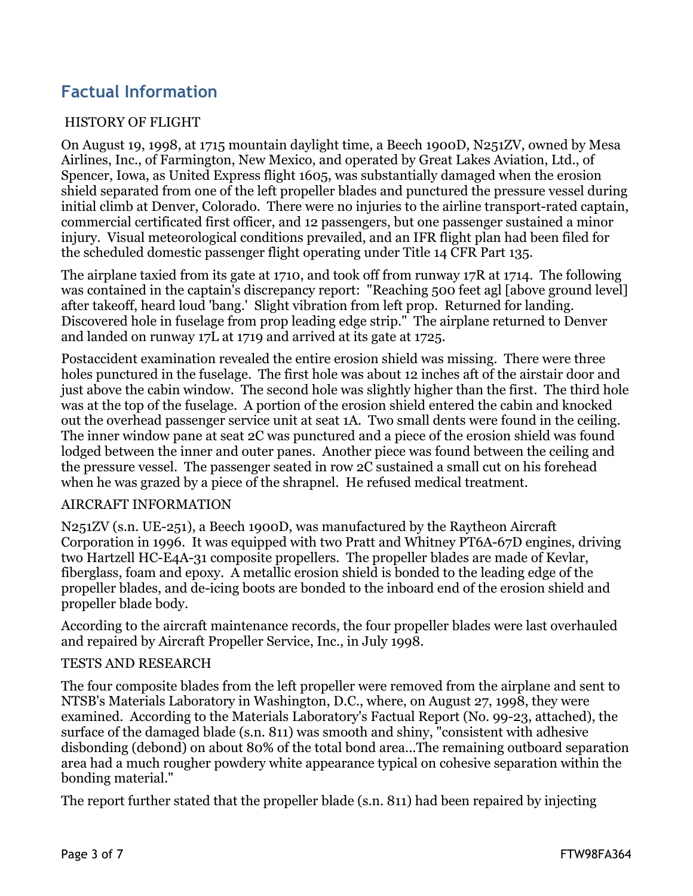## Factual Information

HISTORY OF FLIGHT

On August 19, 1998, at 1715 mountain daylight time, a Beech 1900D, N251ZV, owned by Mesa Airlines, Inc., of Farmington, New Mexico, and operated by Great Lakes Aviation, Ltd., of Spencer, Iowa, as United Express flight 1605, was substantially damaged when the erosion shield separated from one of the left propeller blades and punctured the pressure vessel during initial climb at Denver, Colorado. There were no injuries to the airline transport-rated captain, commercial certificated first officer, and 12 passengers, but one passenger sustained a minor injury. Visual meteorological conditions prevailed, and an IFR flight plan had been filed for the scheduled domestic passenger flight operating under Title 14 CFR Part 135.

The airplane taxied from its gate at 1710, and took off from runway 17R at 1714. The following was contained in the captain's discrepancy report: "Reaching 500 feet agl [above ground level] after takeoff, heard loud 'bang.' Slight vibration from left prop. Returned for landing. Discovered hole in fuselage from prop leading edge strip." The airplane returned to Denver and landed on runway 17L at 1719 and arrived at its gate at 1725.

Postaccident examination revealed the entire erosion shield was missing. There were three holes punctured in the fuselage. The first hole was about 12 inches aft of the airstair door and just above the cabin window. The second hole was slightly higher than the first. The third hole was at the top of the fuselage. A portion of the erosion shield entered the cabin and knocked out the overhead passenger service unit at seat 1A. Two small dents were found in the ceiling. The inner window pane at seat 2C was punctured and a piece of the erosion shield was found lodged between the inner and outer panes. Another piece was found between the ceiling and the pressure vessel. The passenger seated in row 2C sustained a small cut on his forehead when he was grazed by a piece of the shrapnel. He refused medical treatment.

AIRCRAFT INFORMATION

N251ZV (s.n. UE-251), a Beech 1900D, was manufactured by the Raytheon Aircraft Corporation in 1996. It was equipped with two Pratt and Whitney PT6A-67D engines, driving two Hartzell HC-E4A-31 composite propellers. The propeller blades are made of Kevlar, fiberglass, foam and epoxy. A metallic erosion shield is bonded to the leading edge of the propeller blades, and de-icing boots are bonded to the inboard end of the erosion shield and propeller blade body.

According to the aircraft maintenance records, the four propeller blades were last overhauled and repaired by Aircraft Propeller Service, Inc., in July 1998.

TESTS AND RESEARCH

The four composite blades from the left propeller were removed from the airplane and sent to NTSB's Materials Laboratory in Washington, D.C., where, on August 27, 1998, they were examined. According to the Materials Laboratory's Factual Report (No. 99-23, attached), the surface of the damaged blade (s.n. 811) was smooth and shiny, "consistent with adhesive disbonding (debond) on about 80% of the total bond area...The remaining outboard separation area had a much rougher powdery white appearance typical on cohesive separation within the bonding material."

The report further stated that the propeller blade (s.n. 811) had been repaired by injecting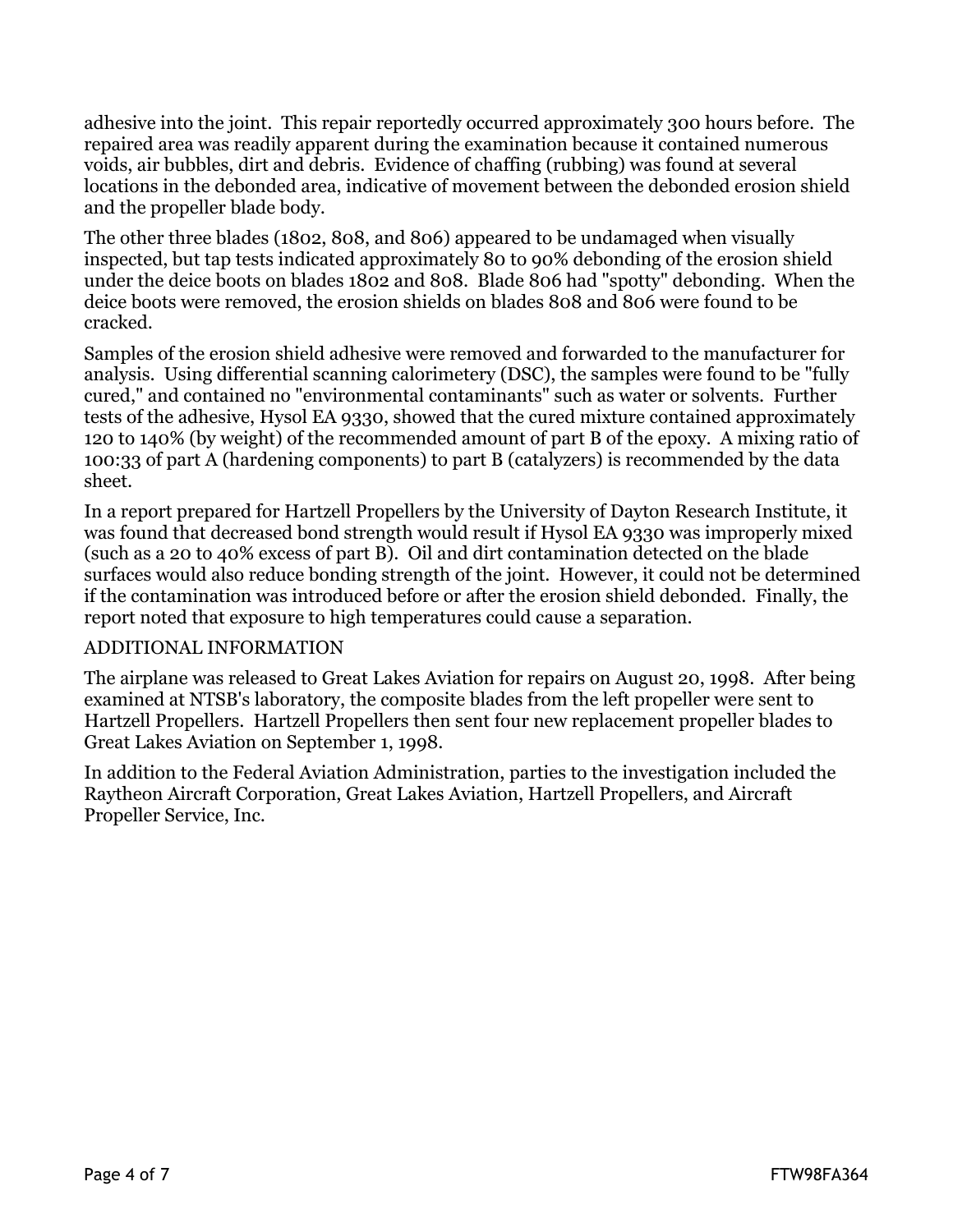adhesive into the joint. This repair reportedly occurred approximately 300 hours before. The repaired area was readily apparent during the examination because it contained numerous voids, air bubbles, dirt and debris. Evidence of chaffing (rubbing) was found at several locations in the debonded area, indicative of movement between the debonded erosion shield and the propeller blade body.

The other three blades (1802, 808, and 806) appeared to be undamaged when visually inspected, but tap tests indicated approximately 80 to 90% debonding of the erosion shield under the deice boots on blades 1802 and 808. Blade 806 had "spotty" debonding. When the deice boots were removed, the erosion shields on blades 808 and 806 were found to be cracked.

Samples of the erosion shield adhesive were removed and forwarded to the manufacturer for analysis. Using differential scanning calorimetery (DSC), the samples were found to be "fully cured," and contained no "environmental contaminants" such as water or solvents. Further tests of the adhesive, Hysol EA 9330, showed that the cured mixture contained approximately 120 to 140% (by weight) of the recommended amount of part B of the epoxy. A mixing ratio of 100:33 of part A (hardening components) to part B (catalyzers) is recommended by the data sheet.

In a report prepared for Hartzell Propellers by the University of Dayton Research Institute, it was found that decreased bond strength would result if Hysol EA 9330 was improperly mixed (such as a 20 to 40% excess of part B). Oil and dirt contamination detected on the blade surfaces would also reduce bonding strength of the joint. However, it could not be determined if the contamination was introduced before or after the erosion shield debonded. Finally, the report noted that exposure to high temperatures could cause a separation.

ADDITIONAL INFORMATION

The airplane was released to Great Lakes Aviation for repairs on August 20, 1998. After being examined at NTSB's laboratory, the composite blades from the left propeller were sent to Hartzell Propellers. Hartzell Propellers then sent four new replacement propeller blades to Great Lakes Aviation on September 1, 1998.

In addition to the Federal Aviation Administration, parties to the investigation included the Raytheon Aircraft Corporation, Great Lakes Aviation, Hartzell Propellers, and Aircraft Propeller Service, Inc.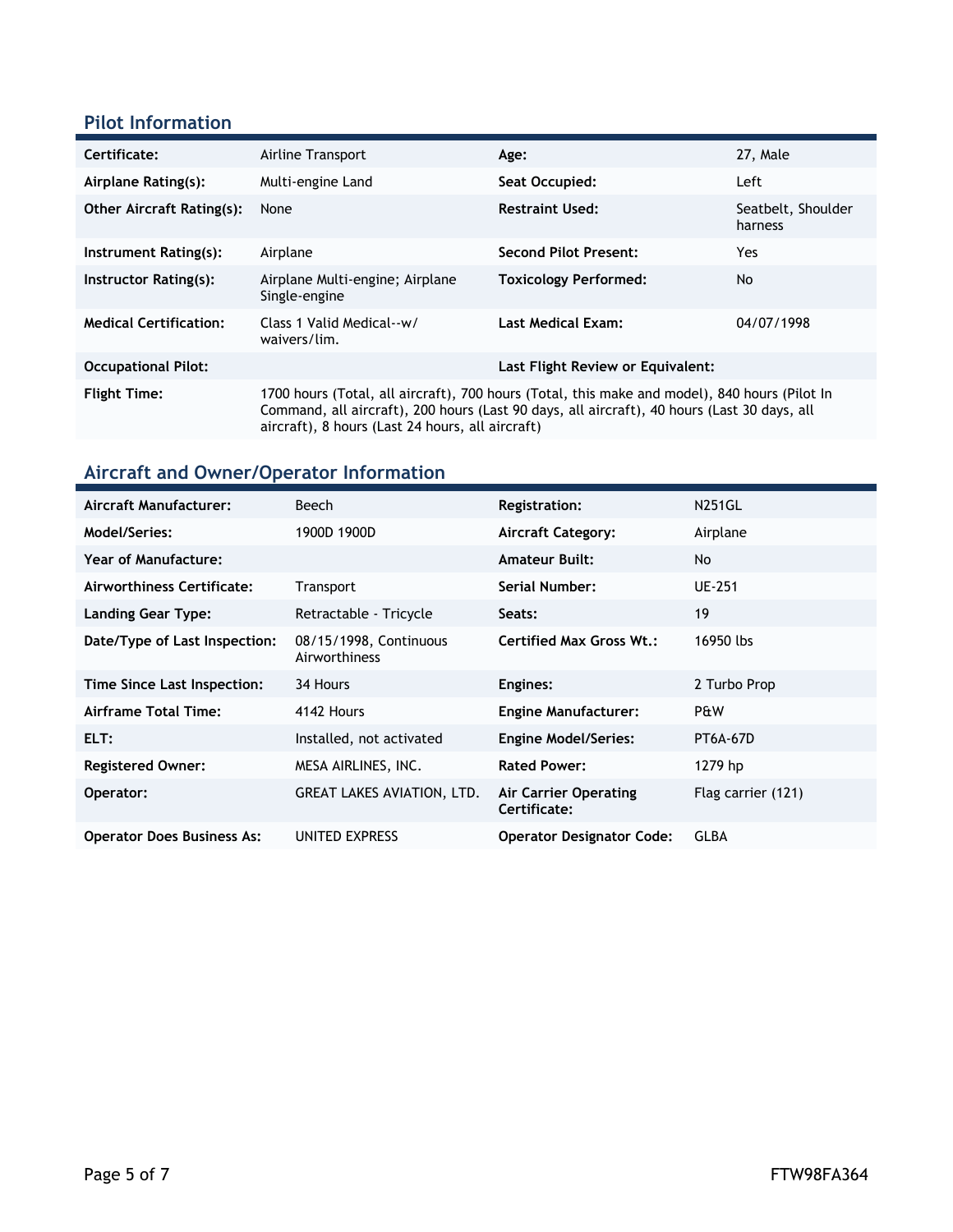## Pilot Information

| | | | |
|---|---|---|---|
| **Certificate:** | Airline Transport | **Age:** | 27, Male |
| **Airplane Rating(s):** | Multi-engine Land | **Seat Occupied:** | Left |
| **Other Aircraft Rating(s):** | None | **Restraint Used:** | Seatbelt, Shoulder harness |
| **Instrument Rating(s):** | Airplane | **Second Pilot Present:** | Yes |
| **Instructor Rating(s):** | Airplane Multi-engine; Airplane Single-engine | **Toxicology Performed:** | No |
| **Medical Certification:** | Class 1 Valid Medical--w/ waivers/lim. | **Last Medical Exam:** | 04/07/1998 |
| **Occupational Pilot:** | | **Last Flight Review or Equivalent:** | |
| **Flight Time:** | 1700 hours (Total, all aircraft), 700 hours (Total, this make and model), 840 hours (Pilot In Command, all aircraft), 200 hours (Last 90 days, all aircraft), 40 hours (Last 30 days, all aircraft), 8 hours (Last 24 hours, all aircraft) | | |

## Aircraft and Owner/Operator Information

| | | | |
|---|---|---|---|
| **Aircraft Manufacturer:** | Beech | **Registration:** | N251GL |
| **Model/Series:** | 1900D 1900D | **Aircraft Category:** | Airplane |
| **Year of Manufacture:** | | **Amateur Built:** | No |
| **Airworthiness Certificate:** | Transport | **Serial Number:** | UE-251 |
| **Landing Gear Type:** | Retractable - Tricycle | **Seats:** | 19 |
| **Date/Type of Last Inspection:** | 08/15/1998, Continuous Airworthiness | **Certified Max Gross Wt.:** | 16950 lbs |
| **Time Since Last Inspection:** | 34 Hours | **Engines:** | 2 Turbo Prop |
| **Airframe Total Time:** | 4142 Hours | **Engine Manufacturer:** | P&W |
| **ELT:** | Installed, not activated | **Engine Model/Series:** | PT6A-67D |
| **Registered Owner:** | MESA AIRLINES, INC. | **Rated Power:** | 1279 hp |
| **Operator:** | GREAT LAKES AVIATION, LTD. | **Air Carrier Operating Certificate:** | Flag carrier (121) |
| **Operator Does Business As:** | UNITED EXPRESS | **Operator Designator Code:** | GLBA |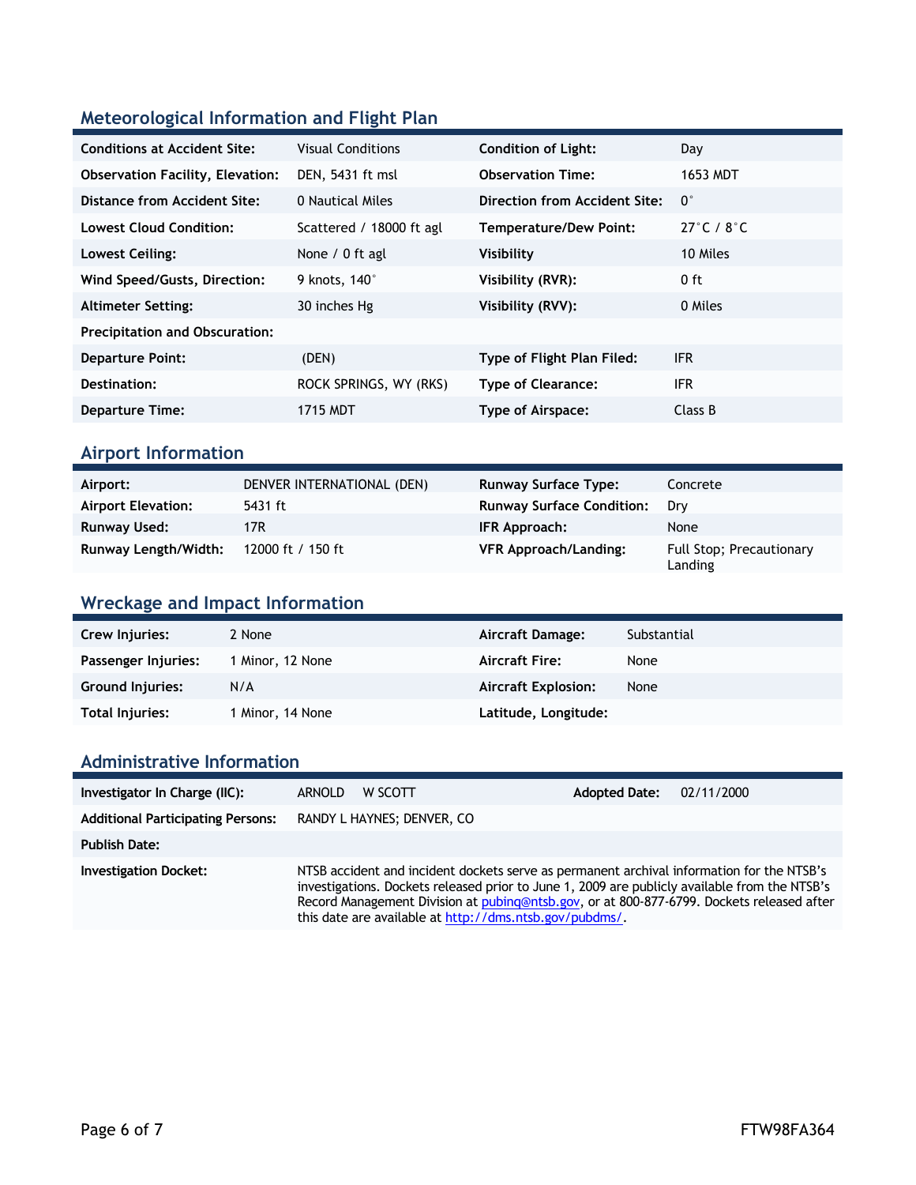## Meteorological Information and Flight Plan

| | | | |
|---|---|---|---|
| **Conditions at Accident Site:** | Visual Conditions | **Condition of Light:** | Day |
| **Observation Facility, Elevation:** | DEN, 5431 ft msl | **Observation Time:** | 1653 MDT |
| **Distance from Accident Site:** | 0 Nautical Miles | **Direction from Accident Site:** | 0° |
| **Lowest Cloud Condition:** | Scattered / 18000 ft agl | **Temperature/Dew Point:** | 27°C / 8°C |
| **Lowest Ceiling:** | None / 0 ft agl | **Visibility** | 10 Miles |
| **Wind Speed/Gusts, Direction:** | 9 knots, 140° | **Visibility (RVR):** | 0 ft |
| **Altimeter Setting:** | 30 inches Hg | **Visibility (RVV):** | 0 Miles |
| **Precipitation and Obscuration:** | | | |
| **Departure Point:** | (DEN) | **Type of Flight Plan Filed:** | IFR |
| **Destination:** | ROCK SPRINGS, WY (RKS) | **Type of Clearance:** | IFR |
| **Departure Time:** | 1715 MDT | **Type of Airspace:** | Class B |

## Airport Information

| | | | |
|---|---|---|---|
| **Airport:** | DENVER INTERNATIONAL (DEN) | **Runway Surface Type:** | Concrete |
| **Airport Elevation:** | 5431 ft | **Runway Surface Condition:** | Dry |
| **Runway Used:** | 17R | **IFR Approach:** | None |
| **Runway Length/Width:** | 12000 ft / 150 ft | **VFR Approach/Landing:** | Full Stop; Precautionary Landing |

## Wreckage and Impact Information

| | | | |
|---|---|---|---|
| **Crew Injuries:** | 2 None | **Aircraft Damage:** | Substantial |
| **Passenger Injuries:** | 1 Minor, 12 None | **Aircraft Fire:** | None |
| **Ground Injuries:** | N/A | **Aircraft Explosion:** | None |
| **Total Injuries:** | 1 Minor, 14 None | **Latitude, Longitude:** | |

## Administrative Information

| | | | |
|---|---|---|---|
| **Investigator In Charge (IIC):** | ARNOLD W SCOTT | **Adopted Date:** | 02/11/2000 |
| **Additional Participating Persons:** | RANDY L HAYNES; DENVER, CO | | |
| **Publish Date:** | | | |
| **Investigation Docket:** | NTSB accident and incident dockets serve as permanent archival information for the NTSB's investigations. Dockets released prior to June 1, 2009 are publicly available from the NTSB's Record Management Division at pubinq@ntsb.gov, or at 800-877-6799. Dockets released after this date are available at http://dms.ntsb.gov/pubdms/. | | |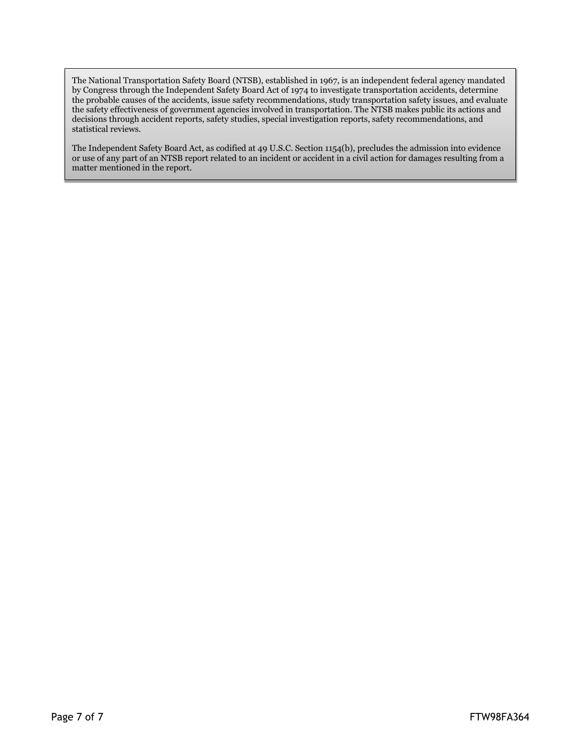The National Transportation Safety Board (NTSB), established in 1967, is an independent federal agency mandated by Congress through the Independent Safety Board Act of 1974 to investigate transportation accidents, determine the probable causes of the accidents, issue safety recommendations, study transportation safety issues, and evaluate the safety effectiveness of government agencies involved in transportation. The NTSB makes public its actions and decisions through accident reports, safety studies, special investigation reports, safety recommendations, and statistical reviews.

The Independent Safety Board Act, as codified at 49 U.S.C. Section 1154(b), precludes the admission into evidence or use of any part of an NTSB report related to an incident or accident in a civil action for damages resulting from a matter mentioned in the report.